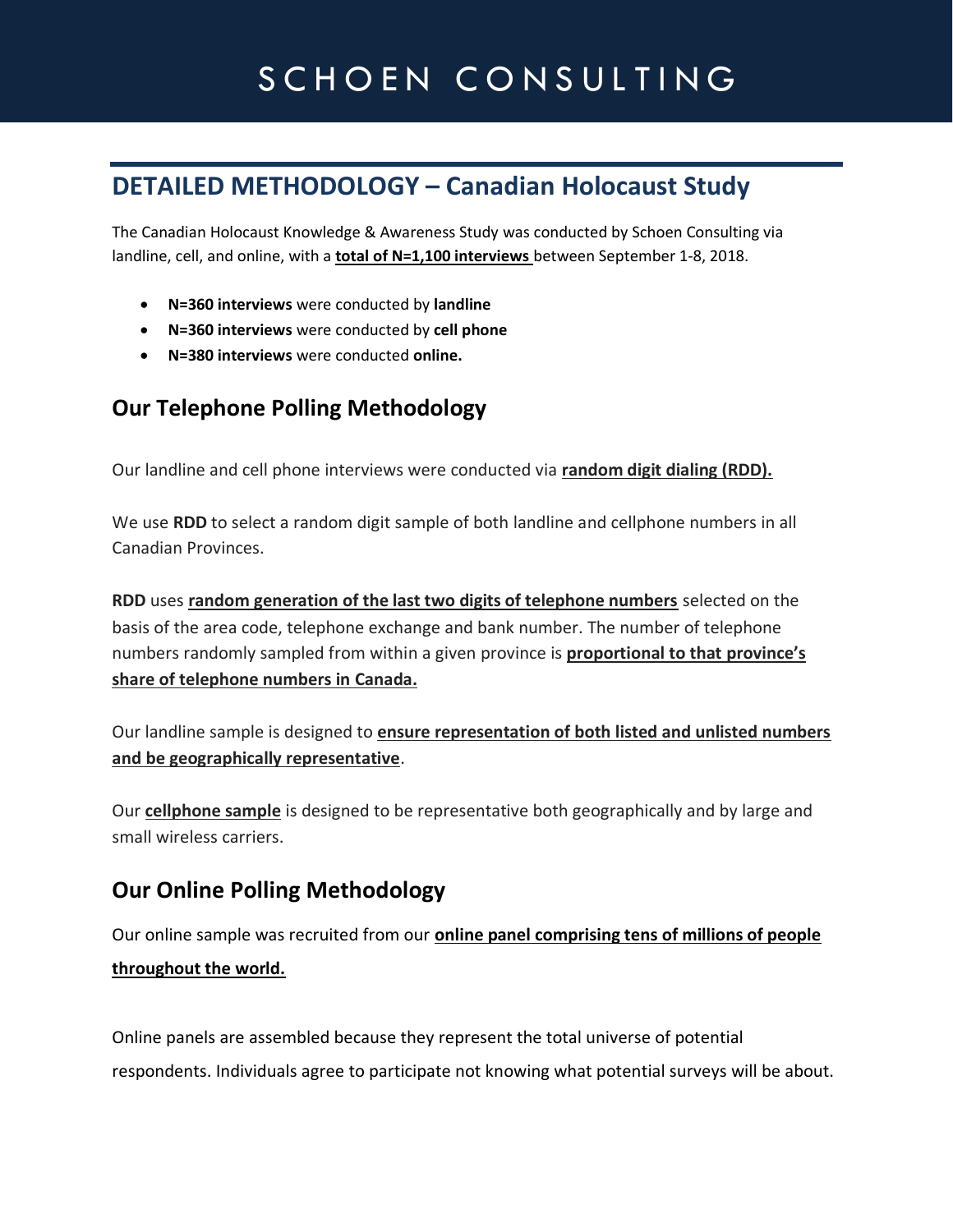# SCHOEN CONSULTING

## DETAILED METHODOLOGY – Canadian Holocaust Study

The Canadian Holocaust Knowledge & Awareness Study was conducted by Schoen Consulting via landline, cell, and online, with a **total of N=1,100 interviews** between September 1-8, 2018.

- **N=360 interviews** were conducted by **landline**
- **N=360 interviews** were conducted by **cell phone**
- **N=380 interviews** were conducted **online.**

## Our Telephone Polling Methodology

Our landline and cell phone interviews were conducted via **random digit dialing (RDD).**

We use **RDD** to select a random digit sample of both landline and cellphone numbers in all Canadian Provinces.

**RDD** uses **random generation of the last two digits of telephone numbers** selected on the basis of the area code, telephone exchange and bank number. The number of telephone numbers randomly sampled from within a given province is **proportional to that province's share of telephone numbers in Canada.**

Our landline sample is designed to **ensure representation of both listed and unlisted numbers and be geographically representative**.

Our **cellphone sample** is designed to be representative both geographically and by large and small wireless carriers.

## Our Online Polling Methodology

Our online sample was recruited from our **online panel comprising tens of millions of people throughout the world.**

Online panels are assembled because they represent the total universe of potential respondents. Individuals agree to participate not knowing what potential surveys will be about.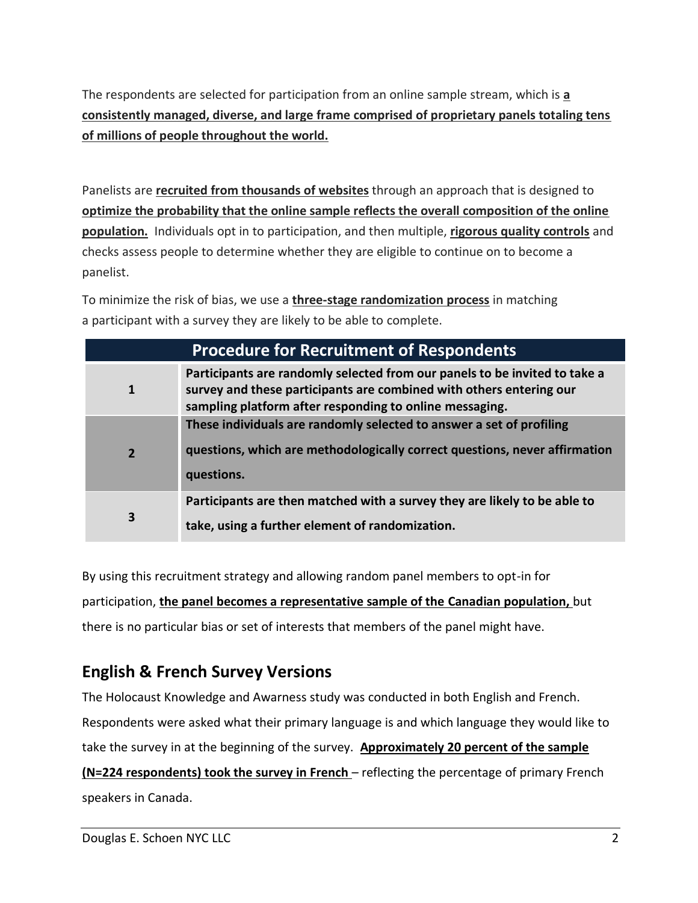The respondents are selected for participation from an online sample stream, which is **a consistently managed, diverse, and large frame comprised of proprietary panels totaling tens of millions of people throughout the world.**

Panelists are **recruited from thousands of websites** through an approach that is designed to **optimize the probability that the online sample reflects the overall composition of the online population.** Individuals opt in to participation, and then multiple, **rigorous quality controls** and checks assess people to determine whether they are eligible to continue on to become a panelist.

To minimize the risk of bias, we use a **three-stage randomization process** in matching a participant with a survey they are likely to be able to complete.

| Procedure for Recruitment of Respondents | |
|---|---|
| **1** | **Participants are randomly selected from our panels to be invited to take a survey and these participants are combined with others entering our sampling platform after responding to online messaging.** |
| **2** | **These individuals are randomly selected to answer a set of profiling questions, which are methodologically correct questions, never affirmation questions.** |
| **3** | **Participants are then matched with a survey they are likely to be able to take, using a further element of randomization.** |

By using this recruitment strategy and allowing random panel members to opt-in for participation, **the panel becomes a representative sample of the Canadian population,** but there is no particular bias or set of interests that members of the panel might have.

## English & French Survey Versions

The Holocaust Knowledge and Awarness study was conducted in both English and French. Respondents were asked what their primary language is and which language they would like to take the survey in at the beginning of the survey. **Approximately 20 percent of the sample (N=224 respondents) took the survey in French** – reflecting the percentage of primary French speakers in Canada.